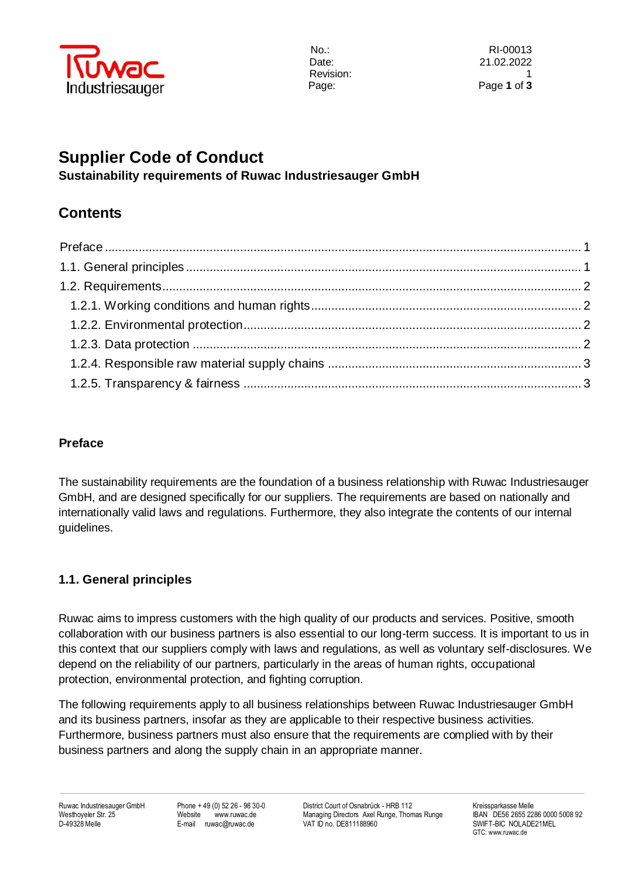| | |
|---|---|
| No.: | RI-00013 |
| Date: | 21.02.2022 |
| Revision: | 1 |

# Supplier Code of Conduct

**Sustainability requirements of Ruwac Industriesauger GmbH**

## Contents

- Preface ... 1
- 1.1. General principles ... 1
- 1.2. Requirements ... 2
  - 1.2.1. Working conditions and human rights ... 2
  - 1.2.2. Environmental protection ... 2
  - 1.2.3. Data protection ... 2
  - 1.2.4. Responsible raw material supply chains ... 3
  - 1.2.5. Transparency & fairness ... 3

### Preface

The sustainability requirements are the foundation of a business relationship with Ruwac Industriesauger GmbH, and are designed specifically for our suppliers. The requirements are based on nationally and internationally valid laws and regulations. Furthermore, they also integrate the contents of our internal guidelines.

### 1.1. General principles

Ruwac aims to impress customers with the high quality of our products and services. Positive, smooth collaboration with our business partners is also essential to our long-term success. It is important to us in this context that our suppliers comply with laws and regulations, as well as voluntary self-disclosures. We depend on the reliability of our partners, particularly in the areas of human rights, occupational protection, environmental protection, and fighting corruption.

The following requirements apply to all business relationships between Ruwac Industriesauger GmbH and its business partners, insofar as they are applicable to their respective business activities. Furthermore, business partners must also ensure that the requirements are complied with by their business partners and along the supply chain in an appropriate manner.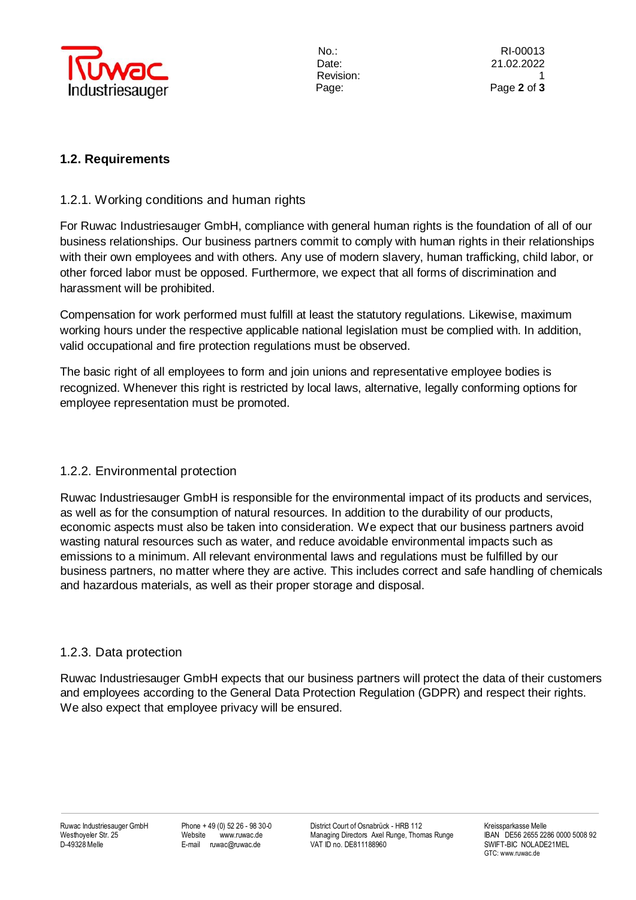## 1.2. Requirements

### 1.2.1. Working conditions and human rights

For Ruwac Industriesauger GmbH, compliance with general human rights is the foundation of all of our business relationships. Our business partners commit to comply with human rights in their relationships with their own employees and with others. Any use of modern slavery, human trafficking, child labor, or other forced labor must be opposed. Furthermore, we expect that all forms of discrimination and harassment will be prohibited.

Compensation for work performed must fulfill at least the statutory regulations. Likewise, maximum working hours under the respective applicable national legislation must be complied with. In addition, valid occupational and fire protection regulations must be observed.

The basic right of all employees to form and join unions and representative employee bodies is recognized. Whenever this right is restricted by local laws, alternative, legally conforming options for employee representation must be promoted.

### 1.2.2. Environmental protection

Ruwac Industriesauger GmbH is responsible for the environmental impact of its products and services, as well as for the consumption of natural resources. In addition to the durability of our products, economic aspects must also be taken into consideration. We expect that our business partners avoid wasting natural resources such as water, and reduce avoidable environmental impacts such as emissions to a minimum. All relevant environmental laws and regulations must be fulfilled by our business partners, no matter where they are active. This includes correct and safe handling of chemicals and hazardous materials, as well as their proper storage and disposal.

### 1.2.3. Data protection

Ruwac Industriesauger GmbH expects that our business partners will protect the data of their customers and employees according to the General Data Protection Regulation (GDPR) and respect their rights. We also expect that employee privacy will be ensured.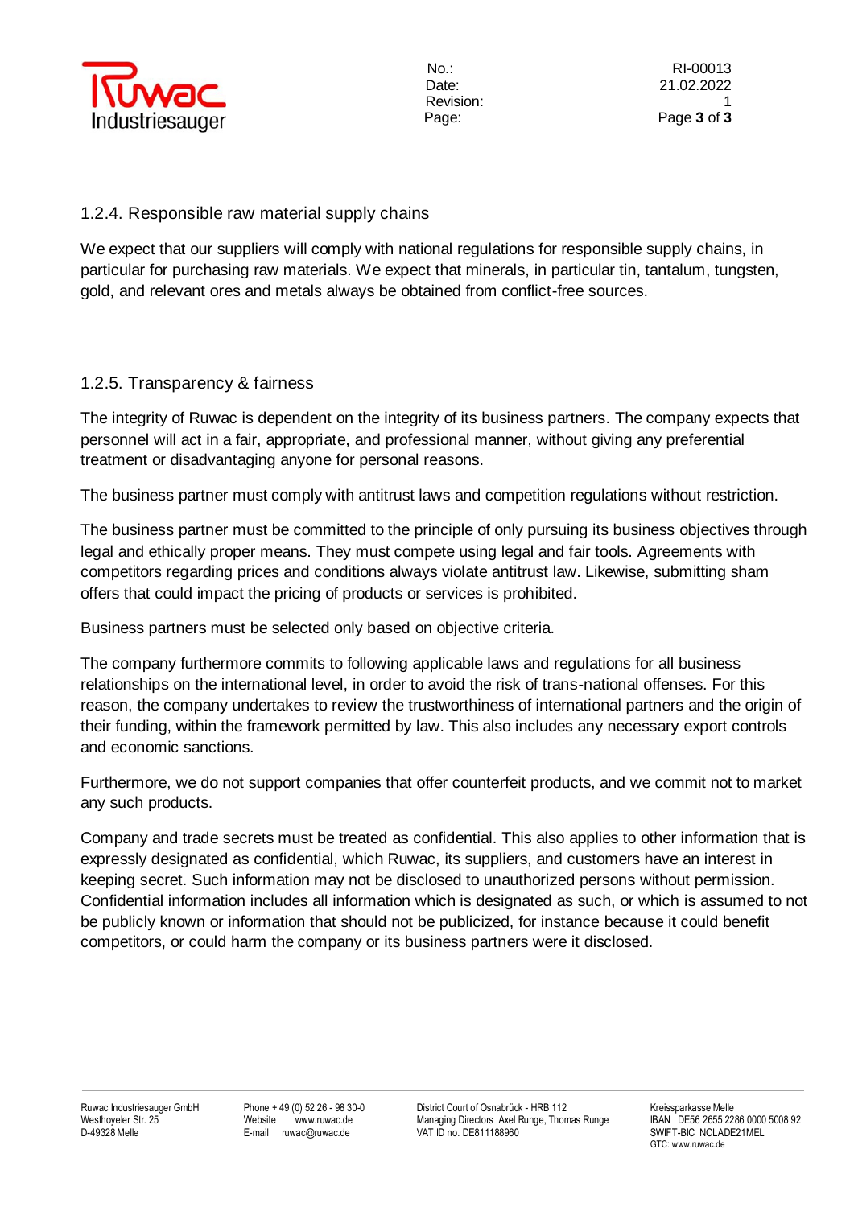### 1.2.4. Responsible raw material supply chains

We expect that our suppliers will comply with national regulations for responsible supply chains, in particular for purchasing raw materials. We expect that minerals, in particular tin, tantalum, tungsten, gold, and relevant ores and metals always be obtained from conflict-free sources.

### 1.2.5. Transparency & fairness

The integrity of Ruwac is dependent on the integrity of its business partners. The company expects that personnel will act in a fair, appropriate, and professional manner, without giving any preferential treatment or disadvantaging anyone for personal reasons.

The business partner must comply with antitrust laws and competition regulations without restriction.

The business partner must be committed to the principle of only pursuing its business objectives through legal and ethically proper means. They must compete using legal and fair tools. Agreements with competitors regarding prices and conditions always violate antitrust law. Likewise, submitting sham offers that could impact the pricing of products or services is prohibited.

Business partners must be selected only based on objective criteria.

The company furthermore commits to following applicable laws and regulations for all business relationships on the international level, in order to avoid the risk of trans-national offenses. For this reason, the company undertakes to review the trustworthiness of international partners and the origin of their funding, within the framework permitted by law. This also includes any necessary export controls and economic sanctions.

Furthermore, we do not support companies that offer counterfeit products, and we commit not to market any such products.

Company and trade secrets must be treated as confidential. This also applies to other information that is expressly designated as confidential, which Ruwac, its suppliers, and customers have an interest in keeping secret. Such information may not be disclosed to unauthorized persons without permission. Confidential information includes all information which is designated as such, or which is assumed to not be publicly known or information that should not be publicized, for instance because it could benefit competitors, or could harm the company or its business partners were it disclosed.